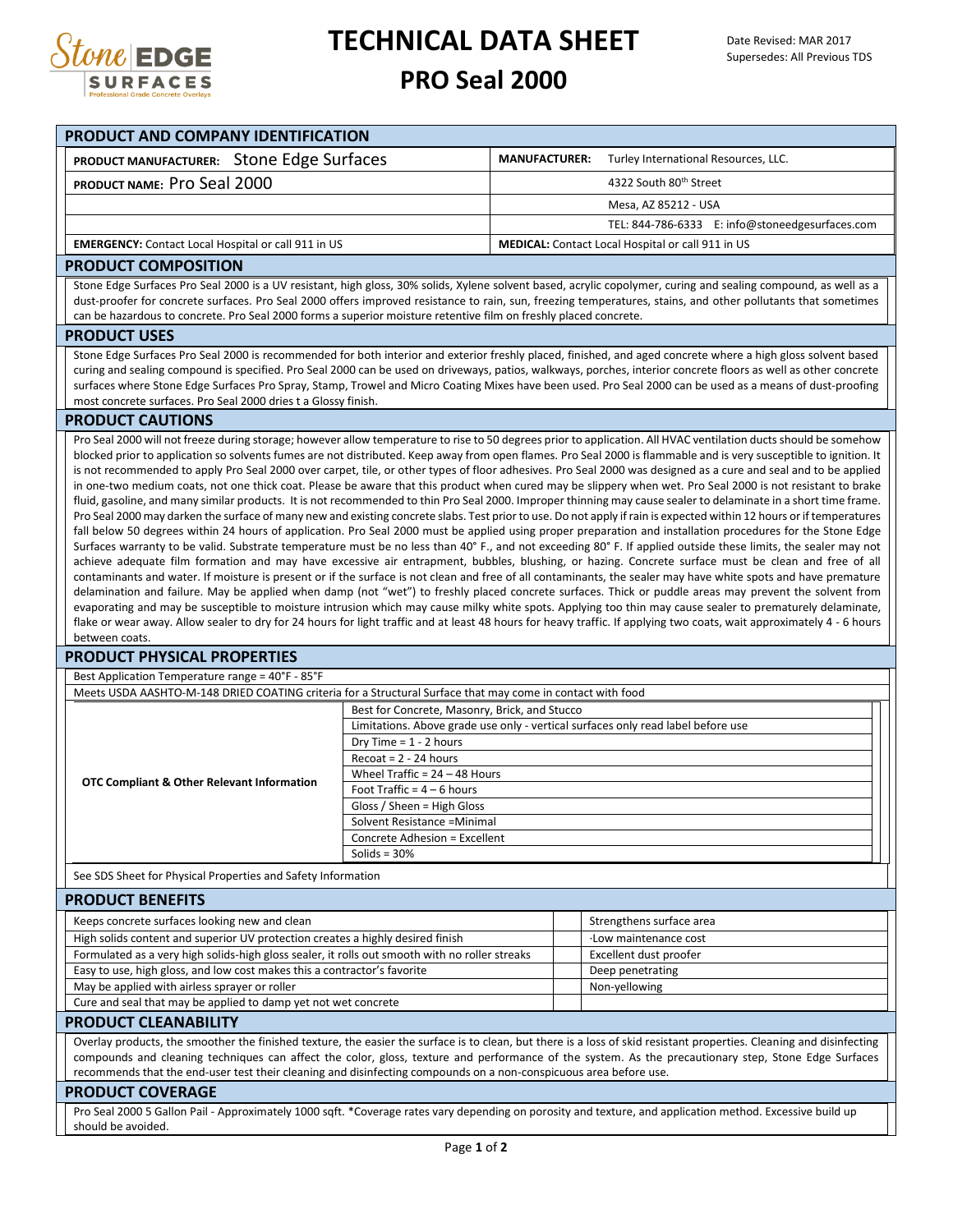# TECHNICAL DATA SHEET

# PRO Seal 2000

Date Revised: MAR 2017
Supersedes: All Previous TDS

## PRODUCT AND COMPANY IDENTIFICATION

| | |
|---|---|
| **PRODUCT MANUFACTURER:** Stone Edge Surfaces | **MANUFACTURER:** Turley International Resources, LLC. |
| **PRODUCT NAME:** Pro Seal 2000 | 4322 South 80th Street |
| | Mesa, AZ 85212 - USA |
| | TEL: 844-786-6333 E: info@stoneedgesurfaces.com |
| **EMERGENCY:** Contact Local Hospital or call 911 in US | **MEDICAL:** Contact Local Hospital or call 911 in US |

## PRODUCT COMPOSITION

Stone Edge Surfaces Pro Seal 2000 is a UV resistant, high gloss, 30% solids, Xylene solvent based, acrylic copolymer, curing and sealing compound, as well as a dust-proofer for concrete surfaces. Pro Seal 2000 offers improved resistance to rain, sun, freezing temperatures, stains, and other pollutants that sometimes can be hazardous to concrete. Pro Seal 2000 forms a superior moisture retentive film on freshly placed concrete.

## PRODUCT USES

Stone Edge Surfaces Pro Seal 2000 is recommended for both interior and exterior freshly placed, finished, and aged concrete where a high gloss solvent based curing and sealing compound is specified. Pro Seal 2000 can be used on driveways, patios, walkways, porches, interior concrete floors as well as other concrete surfaces where Stone Edge Surfaces Pro Spray, Stamp, Trowel and Micro Coating Mixes have been used. Pro Seal 2000 can be used as a means of dust-proofing most concrete surfaces. Pro Seal 2000 dries t a Glossy finish.

## PRODUCT CAUTIONS

Pro Seal 2000 will not freeze during storage; however allow temperature to rise to 50 degrees prior to application. All HVAC ventilation ducts should be somehow blocked prior to application so solvents fumes are not distributed. Keep away from open flames. Pro Seal 2000 is flammable and is very susceptible to ignition. It is not recommended to apply Pro Seal 2000 over carpet, tile, or other types of floor adhesives. Pro Seal 2000 was designed as a cure and seal and to be applied in one-two medium coats, not one thick coat. Please be aware that this product when cured may be slippery when wet. Pro Seal 2000 is not resistant to brake fluid, gasoline, and many similar products. It is not recommended to thin Pro Seal 2000. Improper thinning may cause sealer to delaminate in a short time frame. Pro Seal 2000 may darken the surface of many new and existing concrete slabs. Test prior to use. Do not apply if rain is expected within 12 hours or if temperatures fall below 50 degrees within 24 hours of application. Pro Seal 2000 must be applied using proper preparation and installation procedures for the Stone Edge Surfaces warranty to be valid. Substrate temperature must be no less than 40° F., and not exceeding 80° F. If applied outside these limits, the sealer may not achieve adequate film formation and may have excessive air entrapment, bubbles, blushing, or hazing. Concrete surface must be clean and free of all contaminants and water. If moisture is present or if the surface is not clean and free of all contaminants, the sealer may have white spots and have premature delamination and failure. May be applied when damp (not "wet") to freshly placed concrete surfaces. Thick or puddle areas may prevent the solvent from evaporating and may be susceptible to moisture intrusion which may cause milky white spots. Applying too thin may cause sealer to prematurely delaminate, flake or wear away. Allow sealer to dry for 24 hours for light traffic and at least 48 hours for heavy traffic. If applying two coats, wait approximately 4 - 6 hours between coats.

## PRODUCT PHYSICAL PROPERTIES

Best Application Temperature range = 40°F - 85°F

Meets USDA AASHTO-M-148 DRIED COATING criteria for a Structural Surface that may come in contact with food

| | |
|---|---|
| **OTC Compliant & Other Relevant Information** | Best for Concrete, Masonry, Brick, and Stucco |
| | Limitations. Above grade use only - vertical surfaces only read label before use |
| | Dry Time = 1 - 2 hours |
| | Recoat = 2 - 24 hours |
| | Wheel Traffic = 24 – 48 Hours |
| | Foot Traffic = 4 – 6 hours |
| | Gloss / Sheen = High Gloss |
| | Solvent Resistance =Minimal |
| | Concrete Adhesion = Excellent |
| | Solids = 30% |

See SDS Sheet for Physical Properties and Safety Information

## PRODUCT BENEFITS

| | | |
|---|---|---|
| Keeps concrete surfaces looking new and clean | | Strengthens surface area |
| High solids content and superior UV protection creates a highly desired finish | | ·Low maintenance cost |
| Formulated as a very high solids-high gloss sealer, it rolls out smooth with no roller streaks | | Excellent dust proofer |
| Easy to use, high gloss, and low cost makes this a contractor's favorite | | Deep penetrating |
| May be applied with airless sprayer or roller | | Non-yellowing |
| Cure and seal that may be applied to damp yet not wet concrete | | |

## PRODUCT CLEANABILITY

Overlay products, the smoother the finished texture, the easier the surface is to clean, but there is a loss of skid resistant properties. Cleaning and disinfecting compounds and cleaning techniques can affect the color, gloss, texture and performance of the system. As the precautionary step, Stone Edge Surfaces recommends that the end-user test their cleaning and disinfecting compounds on a non-conspicuous area before use.

## PRODUCT COVERAGE

Pro Seal 2000 5 Gallon Pail - Approximately 1000 sqft. *Coverage rates vary depending on porosity and texture, and application method. Excessive build up should be avoided.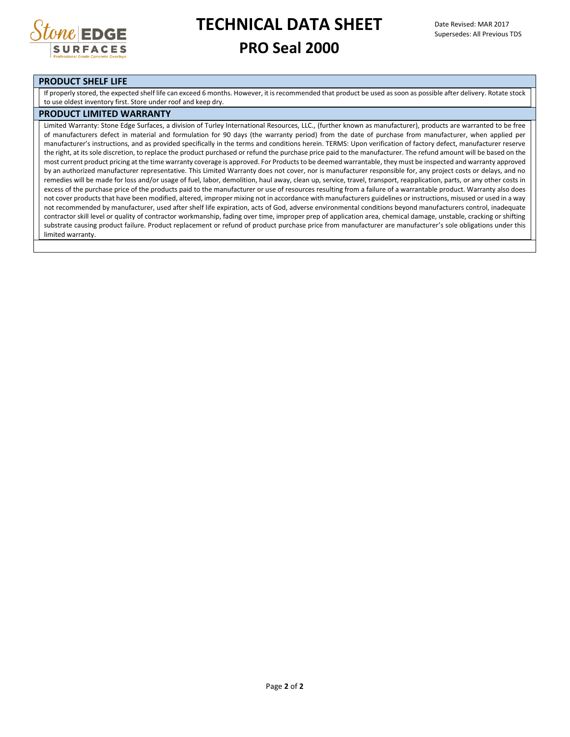## PRODUCT SHELF LIFE

If properly stored, the expected shelf life can exceed 6 months. However, it is recommended that product be used as soon as possible after delivery. Rotate stock to use oldest inventory first. Store under roof and keep dry.

## PRODUCT LIMITED WARRANTY

Limited Warranty: Stone Edge Surfaces, a division of Turley International Resources, LLC., (further known as manufacturer), products are warranted to be free of manufacturers defect in material and formulation for 90 days (the warranty period) from the date of purchase from manufacturer, when applied per manufacturer's instructions, and as provided specifically in the terms and conditions herein. TERMS: Upon verification of factory defect, manufacturer reserve the right, at its sole discretion, to replace the product purchased or refund the purchase price paid to the manufacturer. The refund amount will be based on the most current product pricing at the time warranty coverage is approved. For Products to be deemed warrantable, they must be inspected and warranty approved by an authorized manufacturer representative. This Limited Warranty does not cover, nor is manufacturer responsible for, any project costs or delays, and no remedies will be made for loss and/or usage of fuel, labor, demolition, haul away, clean up, service, travel, transport, reapplication, parts, or any other costs in excess of the purchase price of the products paid to the manufacturer or use of resources resulting from a failure of a warrantable product. Warranty also does not cover products that have been modified, altered, improper mixing not in accordance with manufacturers guidelines or instructions, misused or used in a way not recommended by manufacturer, used after shelf life expiration, acts of God, adverse environmental conditions beyond manufacturers control, inadequate contractor skill level or quality of contractor workmanship, fading over time, improper prep of application area, chemical damage, unstable, cracking or shifting substrate causing product failure. Product replacement or refund of product purchase price from manufacturer are manufacturer's sole obligations under this limited warranty.